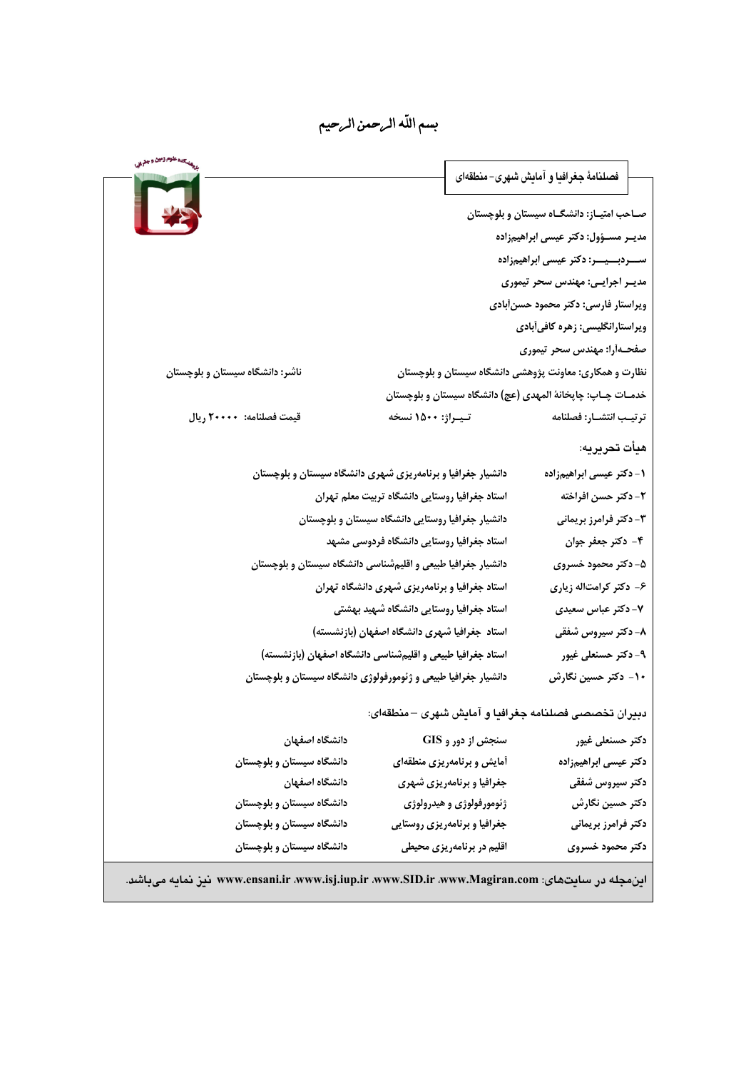بسم الله الرحمن الرحیم

## فصلنامهٔ جغرافیا و آمایش شهری- منطقه‌ای

صاحب امتیاز: دانشگاه سیستان و بلوچستان

مدیر مسؤول: دکتر عیسی ابراهیم‌زاده

سردبیر: دکتر عیسی ابراهیم‌زاده

مدیر اجرایی: مهندس سحر تیموری

ویراستار فارسی: دکتر محمود حسن‌آبادی

ویراستارانگلیسی: زهره کافی‌آبادی

صفحه‌آرا: مهندس سحر تیموری

نظارت و همکاری: معاونت پژوهشی دانشگاه سیستان و بلوچستان

ناشر: دانشگاه سیستان و بلوچستان

خدمات چاپ: چاپخانهٔ المهدی (عج) دانشگاه سیستان و بلوچستان

ترتیب انتشار: فصلنامه — تیراژ: ۱۵۰۰ نسخه — قیمت فصلنامه: ۲۰۰۰۰ ریال

### هیأت تحریریه:

| | |
|---|---|
| ۱- دکتر عیسی ابراهیم‌زاده | دانشیار جغرافیا و برنامه‌ریزی شهری دانشگاه سیستان و بلوچستان |
| ۲- دکتر حسن افراخته | استاد جغرافیا روستایی دانشگاه تربیت معلم تهران |
| ۳- دکتر فرامرز بریمانی | دانشیار جغرافیا روستایی دانشگاه سیستان و بلوچستان |
| ۴- دکتر جعفر جوان | استاد جغرافیا روستایی دانشگاه فردوسی مشهد |
| ۵- دکتر محمود خسروی | دانشیار جغرافیا طبیعی و اقلیم‌شناسی دانشگاه سیستان و بلوچستان |
| ۶- دکتر کرامت‌اله زیاری | استاد جغرافیا و برنامه‌ریزی شهری دانشگاه تهران |
| ۷- دکتر عباس سعیدی | استاد جغرافیا روستایی دانشگاه شهید بهشتی |
| ۸- دکتر سیروس شفقی | استاد جغرافیا شهری دانشگاه اصفهان (بازنشسته) |
| ۹- دکتر حسنعلی غیور | استاد جغرافیا طبیعی و اقلیم‌شناسی دانشگاه اصفهان (بازنشسته) |
| ۱۰- دکتر حسین نگارش | دانشیار جغرافیا طبیعی و ژئومورفولوژی دانشگاه سیستان و بلوچستان |

### دبیران تخصصی فصلنامه جغرافیا و آمایش شهری – منطقه‌ای:

| | | |
|---|---|---|
| دکتر حسنعلی غیور | سنجش از دور و GIS | دانشگاه اصفهان |
| دکتر عیسی ابراهیم‌زاده | آمایش و برنامه‌ریزی منطقه‌ای | دانشگاه سیستان و بلوچستان |
| دکتر سیروس شفقی | جغرافیا و برنامه‌ریزی شهری | دانشگاه اصفهان |
| دکتر حسین نگارش | ژئومورفولوژی و هیدرولوژی | دانشگاه سیستان و بلوچستان |
| دکتر فرامرز بریمانی | جغرافیا و برنامه‌ریزی روستایی | دانشگاه سیستان و بلوچستان |
| دکتر محمود خسروی | اقلیم در برنامه‌ریزی محیطی | دانشگاه سیستان و بلوچستان |

**این‌مجله در سایت‌های: www.Magiran.com ،www.SID.ir ،www.isj.iup.ir ،www.ensani.ir نیز نمایه می‌باشد.**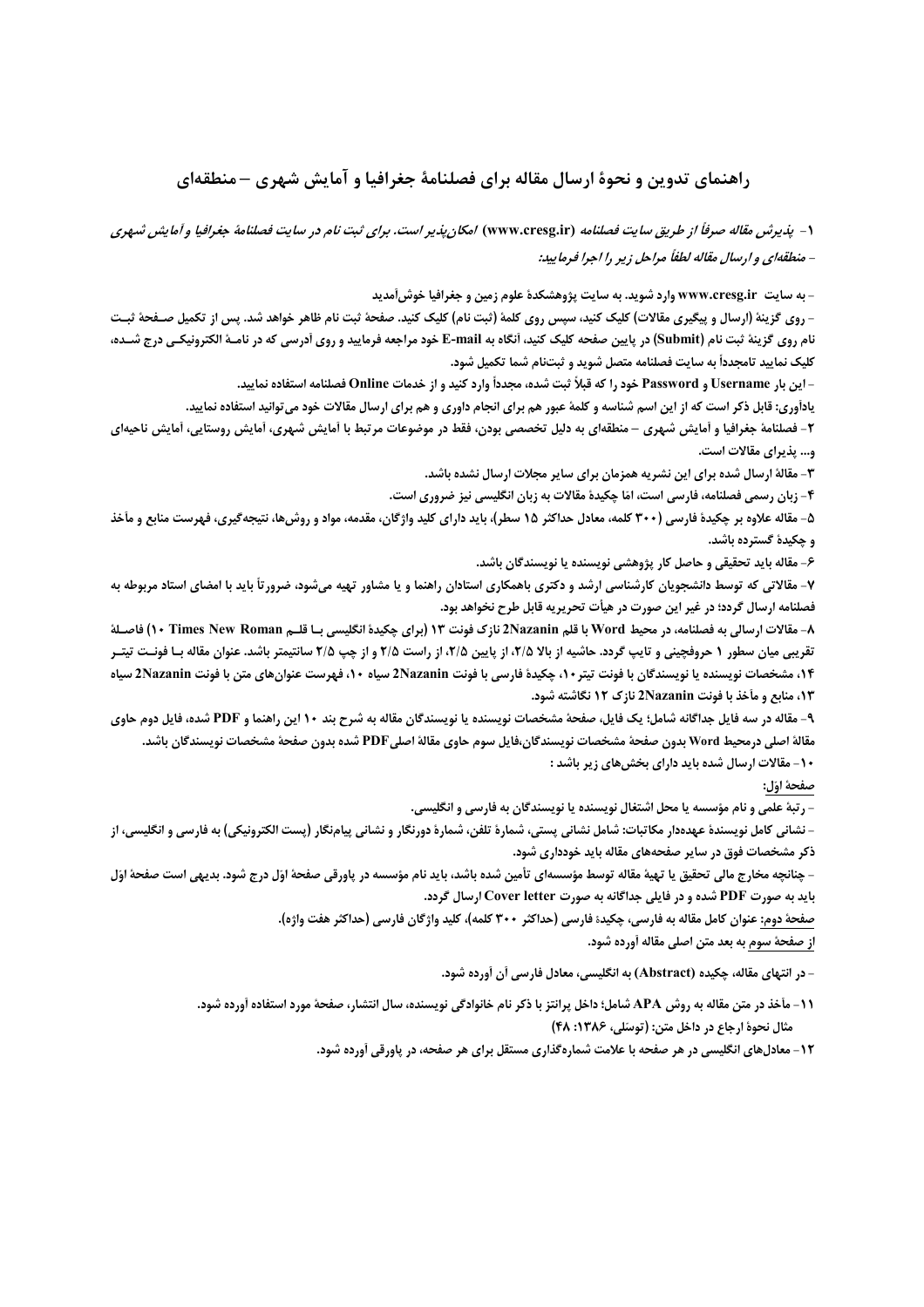# راهنمای تدوین و نحوهٔ ارسال مقاله برای فصلنامهٔ جغرافیا و آمایش شهری – منطقه‌ای

*۱- پذیرش مقاله صرفاً از طریق سایت فصلنامه (www.cresg.ir) امکان‌پذیر است. برای ثبت نام در سایت فصلنامهٔ جغرافیا و آمایش شهری – منطقه‌ای و ارسال مقاله لطفاً مراحل زیر را اجرا فرمایید:*

- به سایت www.cresg.ir وارد شوید. به سایت پژوهشکدهٔ علوم زمین و جغرافیا خوش‌آمدید

- روی گزینهٔ (ارسال و پیگیری مقالات) کلیک کنید، سپس روی کلمهٔ (ثبت نام) کلیک کنید. صفحهٔ ثبت نام ظاهر خواهد شد. پس از تکمیل صفحهٔ ثبت نام روی گزینهٔ ثبت نام (Submit) در پایین صفحه کلیک کنید، آنگاه به E-mail خود مراجعه فرمایید و روی آدرسی که در نامهٔ الکترونیکی درج شده، کلیک نمایید تامجدداً به سایت فصلنامه متصل شوید و ثبت‌نام شما تکمیل شود.

- این بار Username و Password خود را که قبلاً ثبت شده، مجدداً وارد کنید و از خدمات Online فصلنامه استفاده نمایید.

یادآوری: قابل ذکر است که از این اسم شناسه و کلمهٔ عبور هم برای انجام داوری و هم برای ارسال مقالات خود می‌توانید استفاده نمایید.

۲- فصلنامهٔ جغرافیا و آمایش شهری – منطقه‌ای به دلیل تخصصی بودن، فقط در موضوعات مرتبط با آمایش شهری، آمایش روستایی، آمایش ناحیه‌ای و... پذیرای مقالات است.

۳- مقالهٔ ارسال شده برای این نشریه همزمان برای سایر مجلات ارسال نشده باشد.

۴- زبان رسمی فصلنامه، فارسی است، امّا چکیدهٔ مقالات به زبان انگلیسی نیز ضروری است.

۵- مقاله علاوه بر چکیدهٔ فارسی (۳۰۰ کلمه، معادل حداکثر ۱۵ سطر)، باید دارای کلید واژگان، مقدمه، مواد و روش‌ها، نتیجه‌گیری، فهرست منابع و مآخذ و چکیدهٔ گسترده باشد.

۶- مقاله باید تحقیقی و حاصل کار پژوهشی نویسنده یا نویسندگان باشد.

۷- مقالاتی که توسط دانشجویان کارشناسی ارشد و دکتری باهمکاری استادان راهنما و یا مشاور تهیه می‌شود، ضرورتاً باید با امضای استاد مربوطه به فصلنامه ارسال گردد؛ در غیر این صورت در هیأت تحریریه قابل طرح نخواهد بود.

۸- مقالات ارسالی به فصلنامه، در محیط Word با قلم 2Nazanin نازک فونت ۱۳ (برای چکیدهٔ انگلیسی بـا قلـم Times New Roman ۱۰) فاصلهٔ تقریبی میان سطور ۱ حروفچینی و تایپ گردد. حاشیه از بالا ۲/۵، از پایین ۲/۵، از راست ۲/۵ و از چپ ۲/۵ سانتیمتر باشد. عنوان مقاله بـا فونـت تیتـر ۱۴، مشخصات نویسنده یا نویسندگان با فونت تیتر ۱۰، چکیدهٔ فارسی با فونت 2Nazanin سیاه ۱۰، فهرست عنوان‌های متن با فونت 2Nazanin سیاه ۱۳، منابع و مآخذ با فونت 2Nazanin نازک ۱۲ نگاشته شود.

۹- مقاله در سه فایل جداگانه شامل؛ یک فایل، صفحهٔ مشخصات نویسنده یا نویسندگان مقاله به شرح بند ۱۰ این راهنما و PDF شده، فایل دوم حاوی مقالهٔ اصلی درمحیط Word بدون صفحهٔ مشخصات نویسندگان،فایل سوم حاوی مقالهٔ اصلیPDF شده بدون صفحهٔ مشخصات نویسندگان باشد.

۱۰- مقالات ارسال شده باید دارای بخش‌های زیر باشد :

صفحهٔ اوّل:

- رتبهٔ علمی و نام مؤسسه یا محل اشتغال نویسنده یا نویسندگان به فارسی و انگلیسی.

- نشانی کامل نویسندهٔ عهده‌دار مکاتبات: شامل نشانی پستی، شمارهٔ تلفن، شمارهٔ دورنگار و نشانی پیام‌نگار (پست الکترونیکی) به فارسی و انگلیسی، از ذکر مشخصات فوق در سایر صفحه‌های مقاله باید خودداری شود.

- چنانچه مخارج مالی تحقیق یا تهیهٔ مقاله توسط مؤسسه‌ای تأمین شده باشد، باید نام مؤسسه در پاورقی صفحهٔ اوّل درج شود. بدیهی است صفحهٔ اوّل باید به صورت PDF شده و در فایلی جداگانه به صورت Cover letter ارسال گردد.

صفحهٔ دوم: عنوان کامل مقاله به فارسی، چکیدهٔ فارسی (حداکثر ۳۰۰ کلمه)، کلید واژگان فارسی (حداکثر هفت واژه).

از صفحهٔ سوم به بعد متن اصلی مقاله آورده شود.

- در انتهای مقاله، چکیده (Abstract) به انگلیسی، معادل فارسی آن آورده شود.

۱۱- مآخذ در متن مقاله به روش APA شامل؛ داخل پرانتز با ذکر نام خانوادگی نویسنده، سال انتشار، صفحهٔ مورد استفاده آورده شود.

مثال نحوهٔ ارجاع در داخل متن: (توسلی، ۱۳۸۶: ۴۸)

۱۲- معادل‌های انگلیسی در هر صفحه با علامت شماره‌گذاری مستقل برای هر صفحه، در پاورقی آورده شود.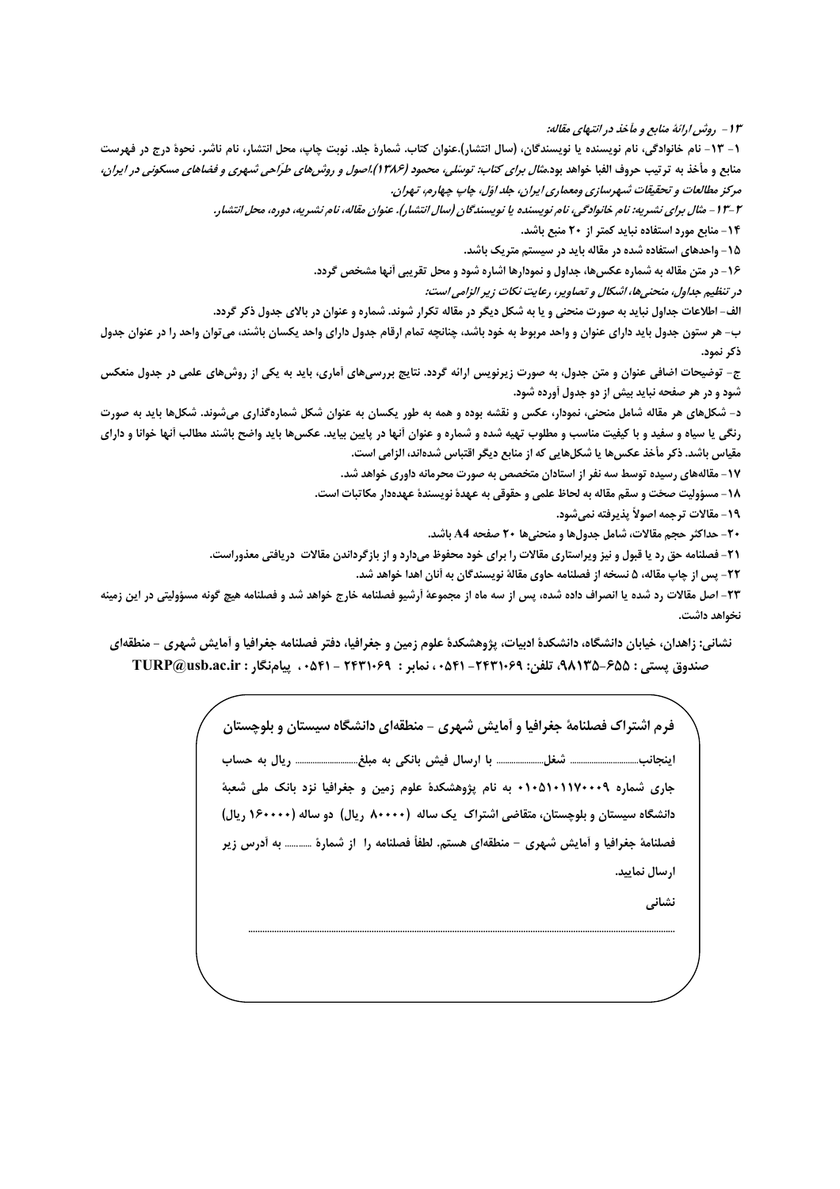*۱۳- روش ارائهٔ منابع و مأخذ در انتهای مقاله:*

۱- ۱۳- نام خانوادگی، نام نویسنده یا نویسندگان، (سال انتشار).عنوان کتاب. شمارهٔ جلد. نوبت چاپ، محل انتشار، نام ناشر. نحوهٔ درج در فهرست منابع و مأخذ به ترتیب حروف الفبا خواهد بود.*مثال برای کتاب: توسلی، محمود (۱۳۸۶).اصول و روش‌های طرّاحی شهری و فضاهای مسکونی در ایران، مرکز مطالعات و تحقیقات شهرسازی ومعماری ایران، جلد اول، چاپ چهارم، تهران.*

*۲-۱۳- مثال برای نشریه: نام خانوادگی، نام نویسنده یا نویسندگان (سال انتشار). عنوان مقاله، نام نشریه، دوره، محل انتشار.*

۱۴- منابع مورد استفاده نباید کمتر از ۲۰ منبع باشد.

۱۵- واحدهای استفاده شده در مقاله باید در سیستم متریک باشد.

۱۶- در متن مقاله به شماره عکس‌ها، جداول و نمودارها اشاره شود و محل تقریبی آنها مشخص گردد.

*در تنظیم جداول، منحنی‌ها، اشکال و تصاویر، رعایت نکات زیر الزامی است:*

الف- اطلاعات جداول نباید به صورت منحنی و یا به شکل دیگر در مقاله تکرار شوند. شماره و عنوان در بالای جدول ذکر گردد.

ب- هر ستون جدول باید دارای عنوان و واحد مربوط به خود باشد، چنانچه تمام ارقام جدول دارای واحد یکسان باشند، می‌توان واحد را در عنوان جدول ذکر نمود.

ج- توضیحات اضافی عنوان و متن جدول، به صورت زیرنویس ارائه گردد. نتایج بررسی‌های آماری، باید به یکی از روش‌های علمی در جدول منعکس شود و در هر صفحه نباید بیش از دو جدول آورده شود.

د- شکل‌های هر مقاله شامل منحنی، نمودار، عکس و نقشه بوده و همه به طور یکسان به عنوان شکل شماره‌گذاری می‌شوند. شکل‌ها باید به صورت رنگی یا سیاه و سفید و با کیفیت مناسب و مطلوب تهیه شده و شماره و عنوان آنها در پایین بیاید. عکس‌ها باید واضح باشند مطالب آنها خوانا و دارای مقیاس باشد. ذکر مأخذ عکس‌ها یا شکل‌هایی که از منابع دیگر اقتباس شده‌اند، الزامی است.

۱۷- مقاله‌های رسیده توسط سه نفر از استادان متخصص به صورت محرمانه داوری خواهد شد.

۱۸- مسؤولیت صحت و سقم مقاله به لحاظ علمی و حقوقی به عهدهٔ نویسندهٔ عهده‌دار مکاتبات است.

۱۹- مقالات ترجمه اصولاً پذیرفته نمی‌شود.

۲۰- حداکثر حجم مقالات، شامل جدول‌ها و منحنی‌ها ۲۰ صفحه A4 باشد.

۲۱- فصلنامه حق رد یا قبول و نیز ویراستاری مقالات را برای خود محفوظ می‌دارد و از بازگرداندن مقالات دریافتی معذوراست.

۲۲- پس از چاپ مقاله، ۵ نسخه از فصلنامه حاوی مقالهٔ نویسندگان به آنان اهدا خواهد شد.

۲۳- اصل مقالات رد شده یا انصراف داده شده، پس از سه ماه از مجموعهٔ آرشیو فصلنامه خارج خواهد شد و فصلنامه هیچ گونه مسؤولیتی در این زمینه نخواهد داشت.

**نشانی: زاهدان، خیابان دانشگاه، دانشکدهٔ ادبیات، پژوهشکدهٔ علوم زمین و جغرافیا، دفتر فصلنامه جغرافیا و آمایش شهری - منطقه‌ای صندوق پستی : ۶۵۵-۹۸۱۳۵، تلفن: ۲۴۳۱۰۶۹- ۰۵۴۱ ، نمابر : ۲۴۳۱۰۶۹ - ۰۵۴۱ ، پیام‌نگار : TURP@usb.ac.ir**

**فرم اشتراک فصلنامهٔ جغرافیا و آمایش شهری - منطقه‌ای دانشگاه سیستان و بلوچستان**

اینجانب.................. شغل.................. با ارسال فیش بانکی به مبلغ.................. ریال به حساب جاری شماره ۰۱۰۵۱۰۱۱۷۰۰۰۹ به نام پژوهشکدهٔ علوم زمین و جغرافیا نزد بانک ملی شعبهٔ دانشگاه سیستان و بلوچستان، متقاضی اشتراک یک ساله (۸۰۰۰۰ ریال) دو ساله (۱۶۰۰۰۰ ریال) فصلنامهٔ جغرافیا و آمایش شهری - منطقه‌ای هستم. لطفاً فصلنامه را از شمارهٔ .......... به آدرس زیر ارسال نمایید.

نشانی

..............................................................................................................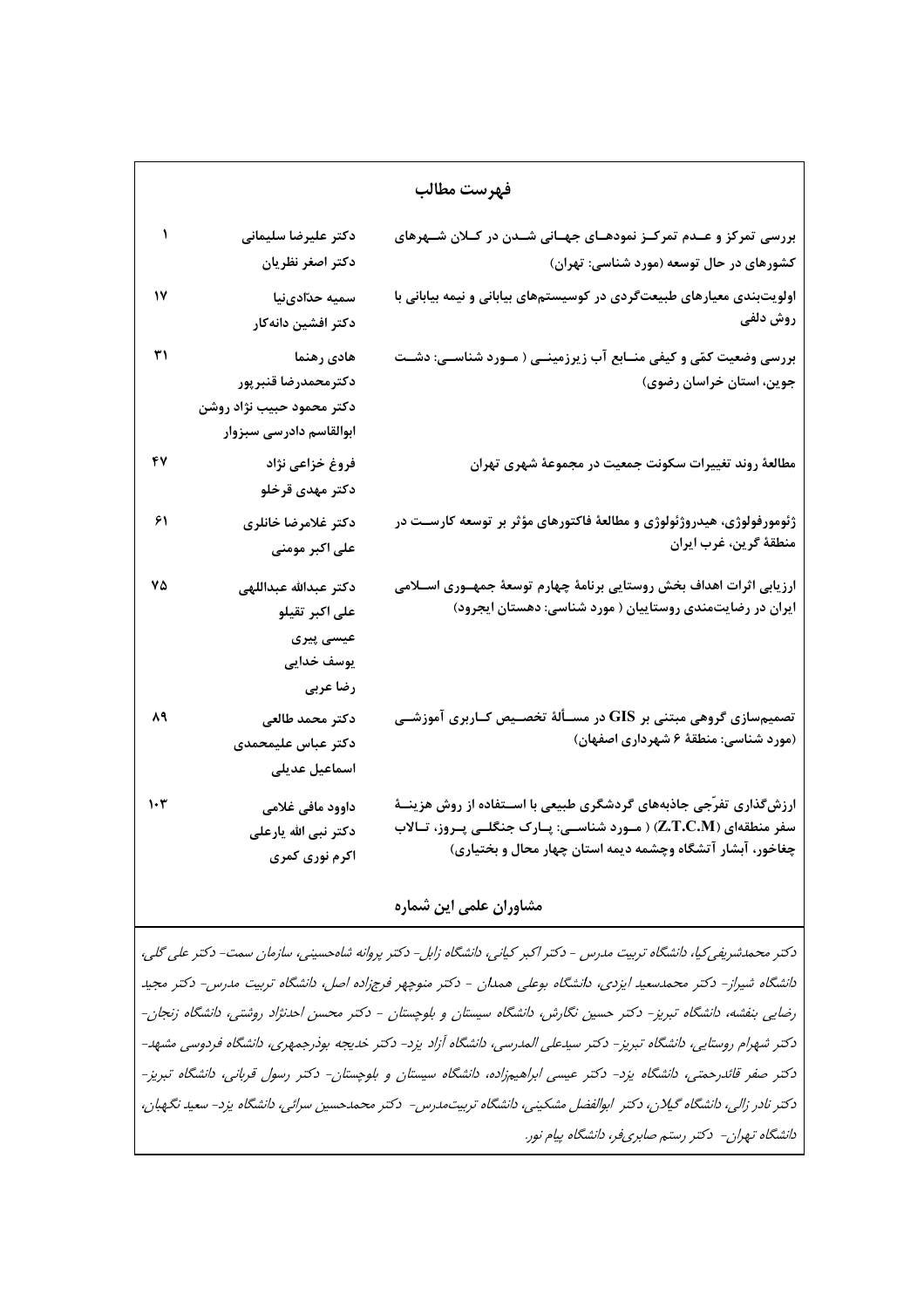# فهرست مطالب

| عنوان | نویسندگان | صفحه |
| --- | --- | --- |
| **بررسی تمرکز و عدم تمرکز نمودهای جهانی شدن در کلان شهرهای کشورهای در حال توسعه (مورد شناسی: تهران)** | دکتر علیرضا سلیمانی<br>دکتر اصغر نظریان | ۱ |
| **اولویت‌بندی معیارهای طبیعت‌گردی در کوسیستم‌های بیابانی و نیمه بیابانی با روش دلفی** | سمیه حدّادی‌نیا<br>دکتر افشین دانه‌کار | ۱۷ |
| **بررسی وضعیت کمّی و کیفی منابع آب زیرزمینی ( مورد شناسی: دشت جوین، استان خراسان رضوی)** | هادی رهنما<br>دکترمحمدرضا قنبرپور<br>دکتر محمود حبیب نژاد روشن<br>ابوالقاسم دادرسی سبزوار | ۳۱ |
| **مطالعهٔ روند تغییرات سکونت جمعیت در مجموعهٔ شهری تهران** | فروغ خزاعی نژاد<br>دکتر مهدی قرخلو | ۴۷ |
| **ژئومورفولوژی، هیدروژئولوژی و مطالعهٔ فاکتورهای مؤثر بر توسعه کارست در منطقهٔ گرین، غرب ایران** | دکتر غلامرضا خانلری<br>علی اکبر مومنی | ۶۱ |
| **ارزیابی اثرات اهداف بخش روستایی برنامهٔ چهارم توسعهٔ جمهوری اسلامی ایران در رضایت‌مندی روستاییان ( مورد شناسی: دهستان ایجرود)** | دکتر عبدالله عبداللهی<br>علی اکبر تقیلو<br>عیسی پیری<br>یوسف خدایی<br>رضا عربی | ۷۵ |
| **تصمیم‌سازی گروهی مبتنی بر GIS در مسألهٔ تخصیص کاربری آموزشی (مورد شناسی: منطقهٔ ۶ شهرداری اصفهان)** | دکتر محمد طالعی<br>دکتر عباس علیمحمدی<br>اسماعیل عدیلی | ۸۹ |
| **ارزش‌گذاری تفرّجی جاذبه‌های گردشگری طبیعی با استفاده از روش هزینهٔ سفر منطقه‌ای (Z.T.C.M) ( مورد شناسی: پارک جنگلی پروز، تالاب چغاخور، آبشار آتشگاه وچشمه دیمه استان چهار محال و بختیاری)** | داوود مافی غلامی<br>دکتر نبی الله یارعلی<br>اکرم نوری کمری | ۱۰۳ |

## مشاوران علمی این شماره

*دکتر محمدشریفی‌کیا، دانشگاه تربیت مدرس - دکتر اکبر کیانی، دانشگاه زابل- دکتر پروانه شاه‌حسینی، سازمان سمت- دکتر علی گلی، دانشگاه شیراز- دکتر محمدسعید ایزدی، دانشگاه بوعلی همدان - دکتر منوچهر فرجزاده اصل، دانشگاه تربیت مدرس- دکتر مجید رضایی بنفشه، دانشگاه تبریز- دکتر حسین نگارش، دانشگاه سیستان و بلوچستان - دکتر محسن احدنژاد روشتی، دانشگاه زنجان- دکتر شهرام روستایی، دانشگاه تبریز- دکتر سیدعلی المدرسی، دانشگاه آزاد یزد- دکتر خدیجه بوذرجمهری، دانشگاه فردوسی مشهد- دکتر صفر قائدرحمتی، دانشگاه یزد- دکتر عیسی ابراهیم‌زاده، دانشگاه سیستان و بلوچستان- دکتر رسول قربانی، دانشگاه تبریز- دکتر نادر زالی، دانشگاه گیلان، دکتر ابوالفضل مشکینی، دانشگاه تربیت‌مدرس- دکتر محمدحسین سرائی، دانشگاه یزد- سعید نگهبان، دانشگاه تهران- دکتر رستم صابری‌فر، دانشگاه پیام نور.*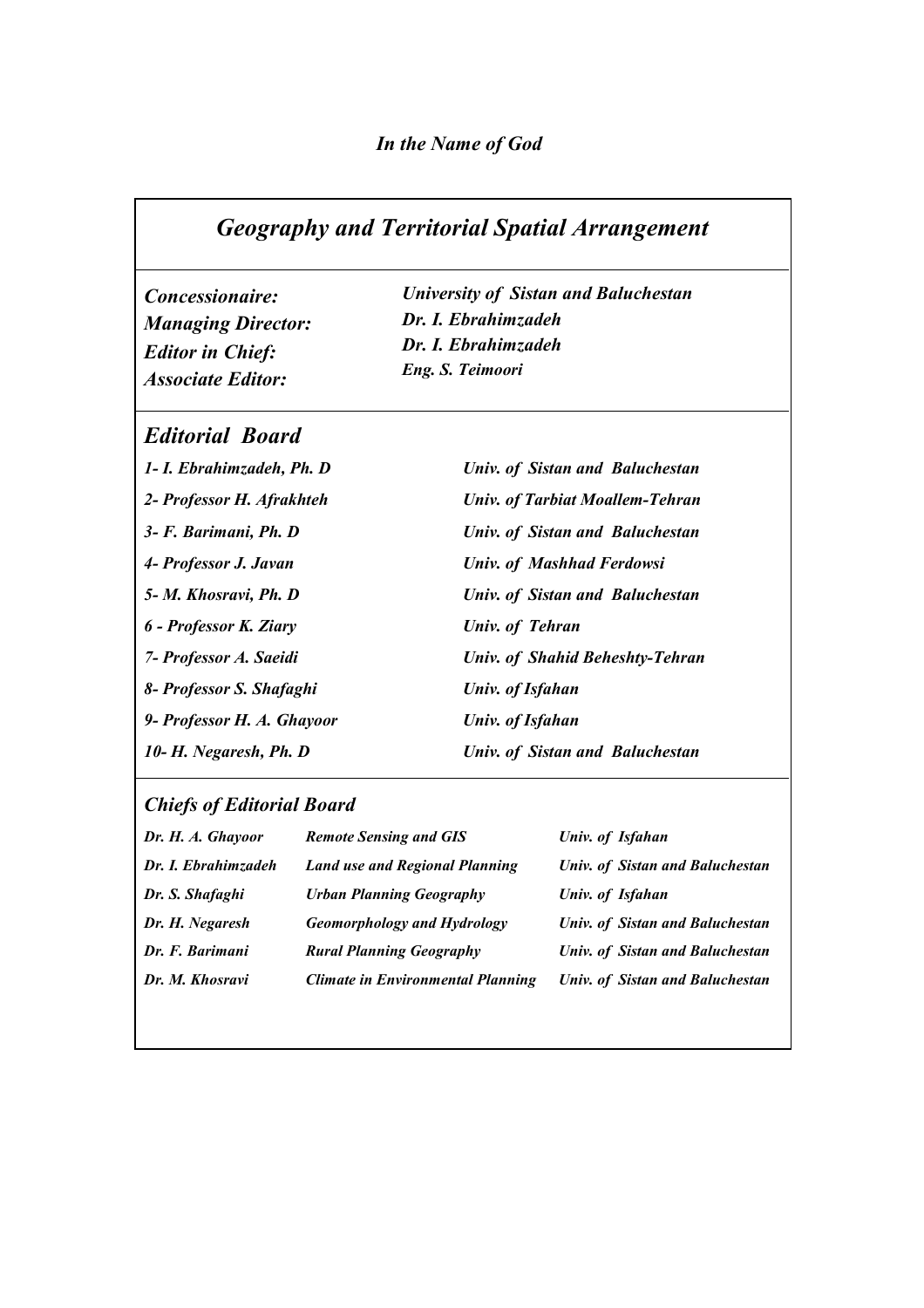*In the Name of God*

# *Geography and Territorial Spatial Arrangement*

| | |
|---|---|
| ***Concessionaire:*** | ***University of Sistan and Baluchestan*** |
| ***Managing Director:*** | ***Dr. I. Ebrahimzadeh*** |
| ***Editor in Chief:*** | ***Dr. I. Ebrahimzadeh*** |
| ***Associate Editor:*** | ***Eng. S. Teimoori*** |

## *Editorial Board*

| | |
|---|---|
| *1- I. Ebrahimzadeh, Ph. D* | *Univ. of Sistan and Baluchestan* |
| *2- Professor H. Afrakhteh* | *Univ. of Tarbiat Moallem-Tehran* |
| *3- F. Barimani, Ph. D* | *Univ. of Sistan and Baluchestan* |
| *4- Professor J. Javan* | *Univ. of Mashhad Ferdowsi* |
| *5- M. Khosravi, Ph. D* | *Univ. of Sistan and Baluchestan* |
| *6 - Professor K. Ziary* | *Univ. of Tehran* |
| *7- Professor A. Saeidi* | *Univ. of Shahid Beheshty-Tehran* |
| *8- Professor S. Shafaghi* | *Univ. of Isfahan* |
| *9- Professor H. A. Ghayoor* | *Univ. of Isfahan* |
| *10- H. Negaresh, Ph. D* | *Univ. of Sistan and Baluchestan* |

### *Chiefs of Editorial Board*

| | | |
|---|---|---|
| *Dr. H. A. Ghayoor* | *Remote Sensing and GIS* | *Univ. of Isfahan* |
| *Dr. I. Ebrahimzadeh* | *Land use and Regional Planning* | *Univ. of Sistan and Baluchestan* |
| *Dr. S. Shafaghi* | *Urban Planning Geography* | *Univ. of Isfahan* |
| *Dr. H. Negaresh* | *Geomorphology and Hydrology* | *Univ. of Sistan and Baluchestan* |
| *Dr. F. Barimani* | *Rural Planning Geography* | *Univ. of Sistan and Baluchestan* |
| *Dr. M. Khosravi* | *Climate in Environmental Planning* | *Univ. of Sistan and Baluchestan* |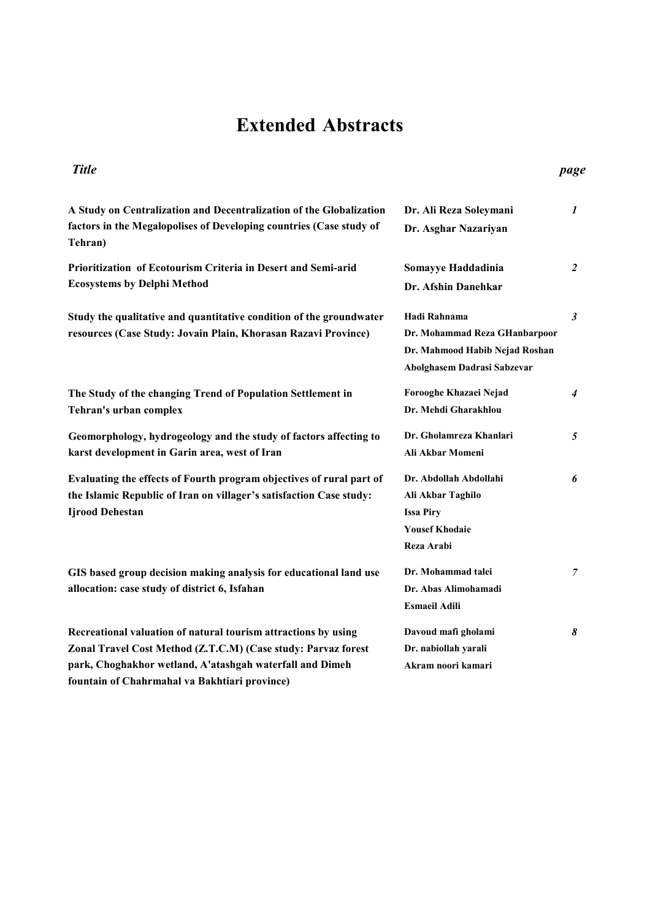# Extended Abstracts

| *Title* | | *page* |
|---|---|---|
| **A Study on Centralization and Decentralization of the Globalization factors in the Megalopolises of Developing countries (Case study of Tehran)** | **Dr. Ali Reza Soleymani**<br>**Dr. Asghar Nazariyan** | ***1*** |
| **Prioritization of Ecotourism Criteria in Desert and Semi-arid Ecosystems by Delphi Method** | **Somayye Haddadinia**<br>**Dr. Afshin Danehkar** | ***2*** |
| **Study the qualitative and quantitative condition of the groundwater resources (Case Study: Jovain Plain, Khorasan Razavi Province)** | **Hadi Rahnama**<br>**Dr. Mohammad Reza GHanbarpoor**<br>**Dr. Mahmood Habib Nejad Roshan**<br>**Abolghasem Dadrasi Sabzevar** | ***3*** |
| **The Study of the changing Trend of Population Settlement in Tehran's urban complex** | **Forooghe Khazaei Nejad**<br>**Dr. Mehdi Gharakhlou** | ***4*** |
| **Geomorphology, hydrogeology and the study of factors affecting to karst development in Garin area, west of Iran** | **Dr. Gholamreza Khanlari**<br>**Ali Akbar Momeni** | ***5*** |
| **Evaluating the effects of Fourth program objectives of rural part of the Islamic Republic of Iran on villager's satisfaction Case study: Ijrood Dehestan** | **Dr. Abdollah Abdollahi**<br>**Ali Akbar Taghilo**<br>**Issa Piry**<br>**Yousef Khodaie**<br>**Reza Arabi** | ***6*** |
| **GIS based group decision making analysis for educational land use allocation: case study of district 6, Isfahan** | **Dr. Mohammad talei**<br>**Dr. Abas Alimohamadi**<br>**Esmaeil Adili** | ***7*** |
| **Recreational valuation of natural tourism attractions by using Zonal Travel Cost Method (Z.T.C.M) (Case study: Parvaz forest park, Choghakhor wetland, A'atashgah waterfall and Dimeh fountain of Chahrmahal va Bakhtiari province)** | **Davoud mafi gholami**<br>**Dr. nabiollah yarali**<br>**Akram noori kamari** | ***8*** |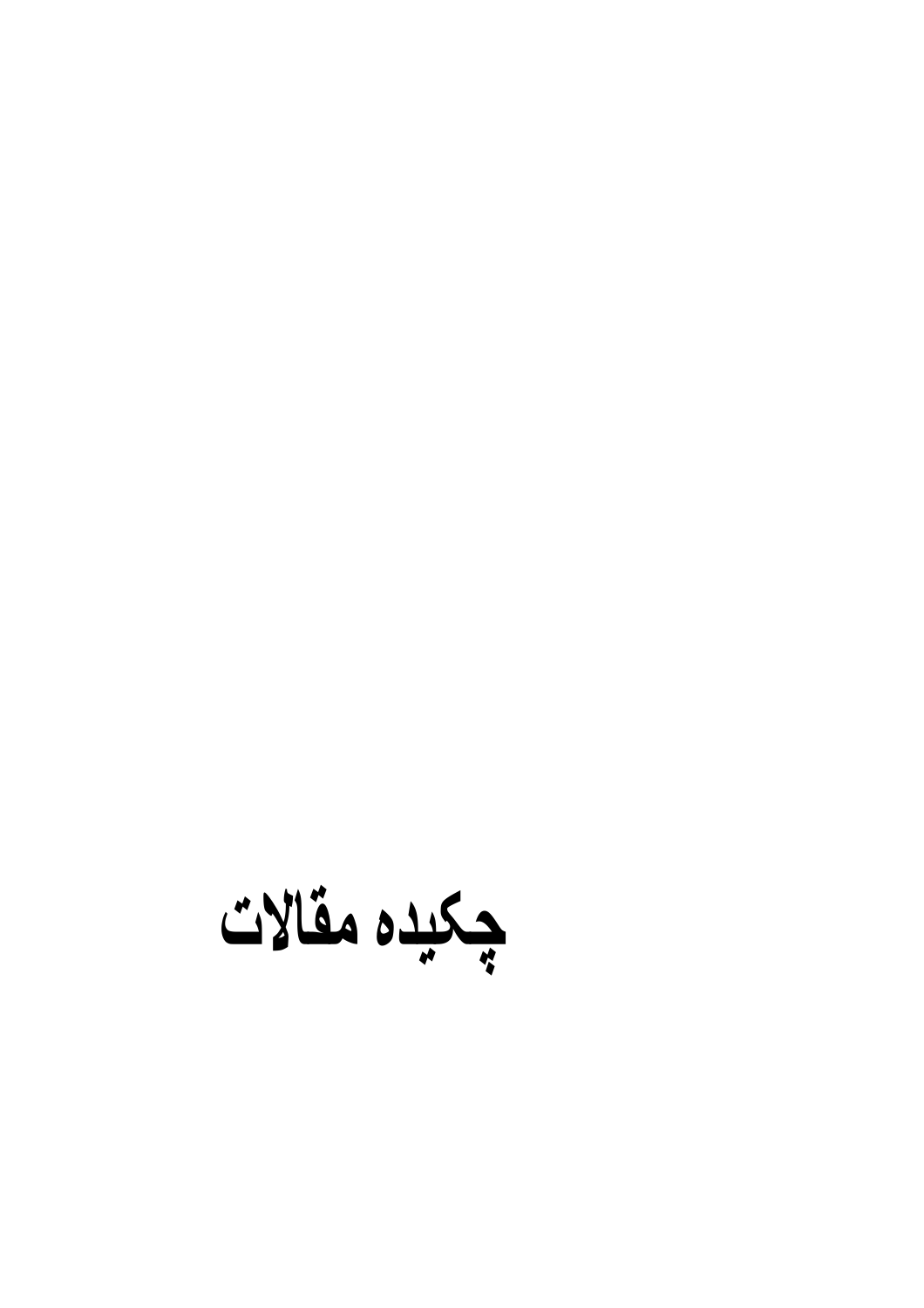# چکیده مقالات